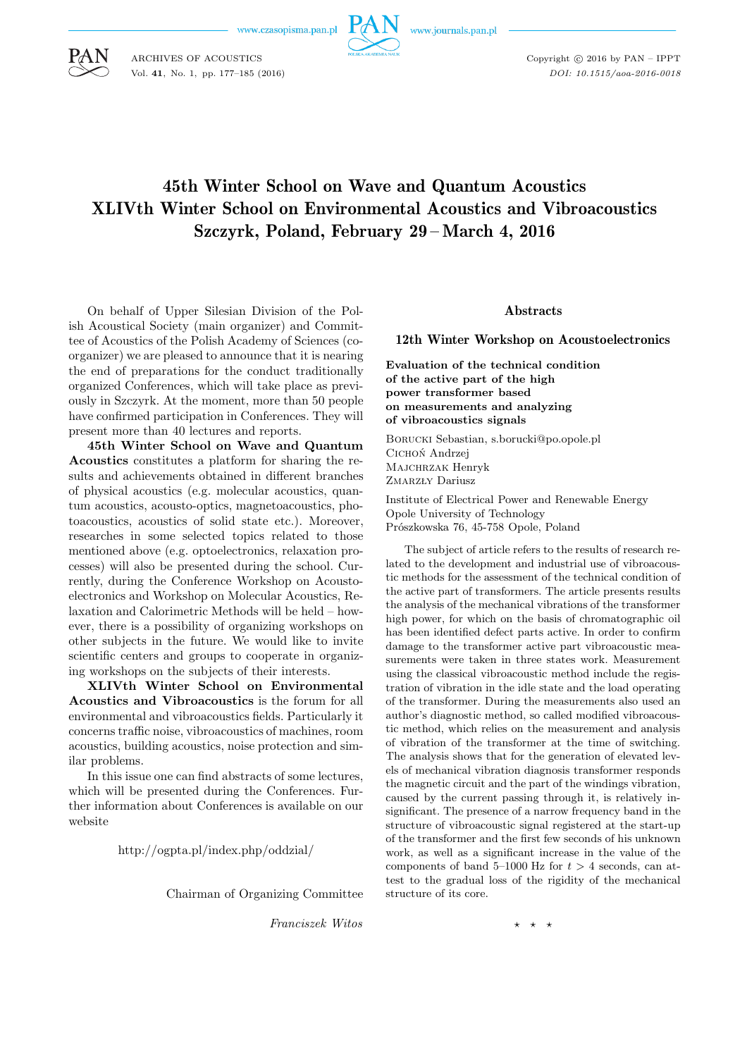# 45th Winter School on Wave and Quantum Acoustics
# XLIVth Winter School on Environmental Acoustics and Vibroacoustics
# Szczyrk, Poland, February 29 – March 4, 2016

On behalf of Upper Silesian Division of the Polish Acoustical Society (main organizer) and Committee of Acoustics of the Polish Academy of Sciences (co-organizer) we are pleased to announce that it is nearing the end of preparations for the conduct traditionally organized Conferences, which will take place as previously in Szczyrk. At the moment, more than 50 people have confirmed participation in Conferences. They will present more than 40 lectures and reports.

**45th Winter School on Wave and Quantum Acoustics** constitutes a platform for sharing the results and achievements obtained in different branches of physical acoustics (e.g. molecular acoustics, quantum acoustics, acousto-optics, magnetoacoustics, photoacoustics, acoustics of solid state etc.). Moreover, researches in some selected topics related to those mentioned above (e.g. optoelectronics, relaxation processes) will also be presented during the school. Currently, during the Conference Workshop on Acoustoelectronics and Workshop on Molecular Acoustics, Relaxation and Calorimetric Methods will be held – however, there is a possibility of organizing workshops on other subjects in the future. We would like to invite scientific centers and groups to cooperate in organizing workshops on the subjects of their interests.

**XLIVth Winter School on Environmental Acoustics and Vibroacoustics** is the forum for all environmental and vibroacoustics fields. Particularly it concerns traffic noise, vibroacoustics of machines, room acoustics, building acoustics, noise protection and similar problems.

In this issue one can find abstracts of some lectures, which will be presented during the Conferences. Further information about Conferences is available on our website

http://ogpta.pl/index.php/oddzial/

Chairman of Organizing Committee

*Franciszek Witos*

## Abstracts

### 12th Winter Workshop on Acoustoelectronics

**Evaluation of the technical condition of the active part of the high power transformer based on measurements and analyzing of vibroacoustics signals**

Borucki Sebastian, s.borucki@po.opole.pl
Cichoń Andrzej
Majchrzak Henryk
Zmarzły Dariusz

Institute of Electrical Power and Renewable Energy
Opole University of Technology
Prószkowska 76, 45-758 Opole, Poland

The subject of article refers to the results of research related to the development and industrial use of vibroacoustic methods for the assessment of the technical condition of the active part of transformers. The article presents results the analysis of the mechanical vibrations of the transformer high power, for which on the basis of chromatographic oil has been identified defect parts active. In order to confirm damage to the transformer active part vibroacoustic measurements were taken in three states work. Measurement using the classical vibroacoustic method include the registration of vibration in the idle state and the load operating of the transformer. During the measurements also used an author's diagnostic method, so called modified vibroacoustic method, which relies on the measurement and analysis of vibration of the transformer at the time of switching. The analysis shows that for the generation of elevated levels of mechanical vibration diagnosis transformer responds the magnetic circuit and the part of the windings vibration, caused by the current passing through it, is relatively insignificant. The presence of a narrow frequency band in the structure of vibroacoustic signal registered at the start-up of the transformer and the first few seconds of his unknown work, as well as a significant increase in the value of the components of band 5–1000 Hz for $t > 4$ seconds, can attest to the gradual loss of the rigidity of the mechanical structure of its core.

⋆ ⋆ ⋆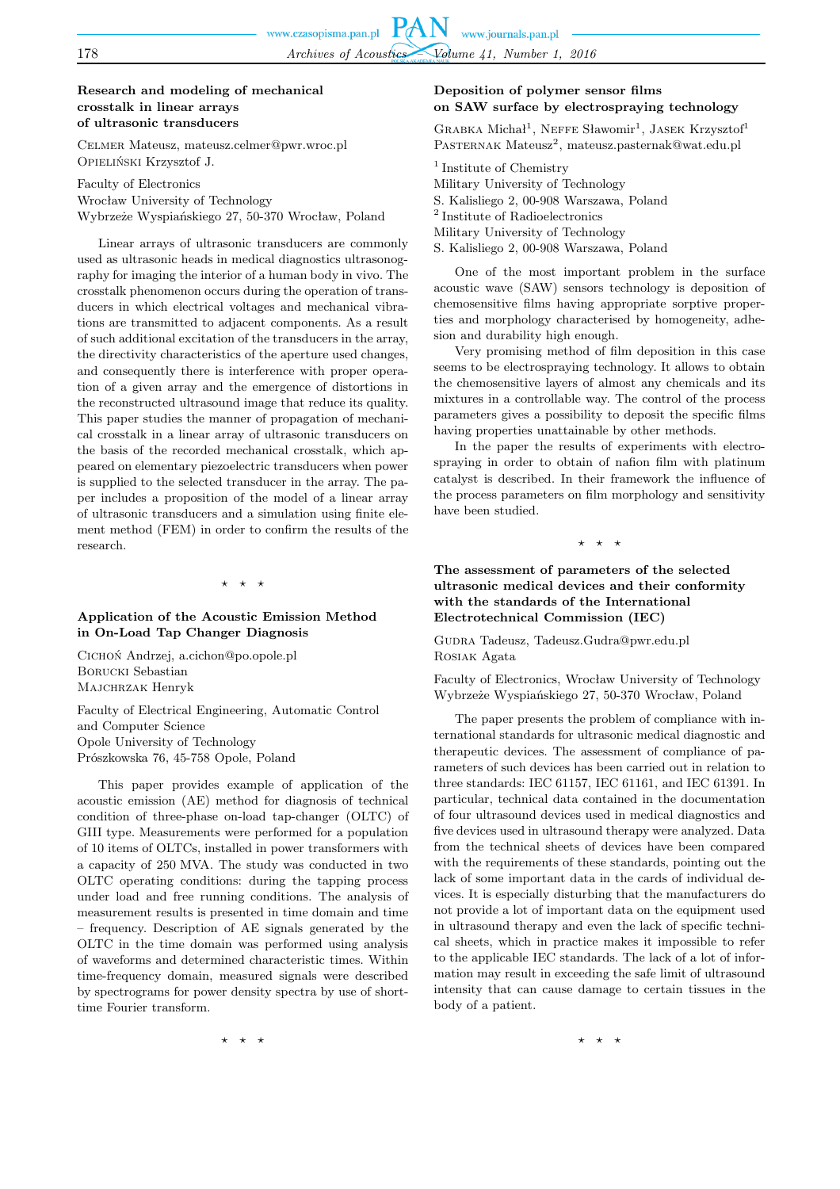### Research and modeling of mechanical crosstalk in linear arrays of ultrasonic transducers

Celmer Mateusz, mateusz.celmer@pwr.wroc.pl
Opieliński Krzysztof J.

Faculty of Electronics
Wrocław University of Technology
Wybrzeże Wyspiańskiego 27, 50-370 Wrocław, Poland

Linear arrays of ultrasonic transducers are commonly used as ultrasonic heads in medical diagnostics ultrasonography for imaging the interior of a human body in vivo. The crosstalk phenomenon occurs during the operation of transducers in which electrical voltages and mechanical vibrations are transmitted to adjacent components. As a result of such additional excitation of the transducers in the array, the directivity characteristics of the aperture used changes, and consequently there is interference with proper operation of a given array and the emergence of distortions in the reconstructed ultrasound image that reduce its quality. This paper studies the manner of propagation of mechanical crosstalk in a linear array of ultrasonic transducers on the basis of the recorded mechanical crosstalk, which appeared on elementary piezoelectric transducers when power is supplied to the selected transducer in the array. The paper includes a proposition of the model of a linear array of ultrasonic transducers and a simulation using finite element method (FEM) in order to confirm the results of the research.

⋆ ⋆ ⋆

### Application of the Acoustic Emission Method in On-Load Tap Changer Diagnosis

Cichoń Andrzej, a.cichon@po.opole.pl
Borucki Sebastian
Majchrzak Henryk

Faculty of Electrical Engineering, Automatic Control and Computer Science
Opole University of Technology
Prószkowska 76, 45-758 Opole, Poland

This paper provides example of application of the acoustic emission (AE) method for diagnosis of technical condition of three-phase on-load tap-changer (OLTC) of GIII type. Measurements were performed for a population of 10 items of OLTCs, installed in power transformers with a capacity of 250 MVA. The study was conducted in two OLTC operating conditions: during the tapping process under load and free running conditions. The analysis of measurement results is presented in time domain and time – frequency. Description of AE signals generated by the OLTC in the time domain was performed using analysis of waveforms and determined characteristic times. Within time-frequency domain, measured signals were described by spectrograms for power density spectra by use of short-time Fourier transform.

⋆ ⋆ ⋆

### Deposition of polymer sensor films on SAW surface by electrospraying technology

Grabka Michał[1], Neffe Sławomir[1], Jasek Krzysztof[1]
Pasternak Mateusz[2], mateusz.pasternak@wat.edu.pl

[1] Institute of Chemistry
Military University of Technology
S. Kalisliego 2, 00-908 Warszawa, Poland
[2] Institute of Radioelectronics
Military University of Technology
S. Kalisliego 2, 00-908 Warszawa, Poland

One of the most important problem in the surface acoustic wave (SAW) sensors technology is deposition of chemosensitive films having appropriate sorptive properties and morphology characterised by homogeneity, adhesion and durability high enough.

Very promising method of film deposition in this case seems to be electrospraying technology. It allows to obtain the chemosensitive layers of almost any chemicals and its mixtures in a controllable way. The control of the process parameters gives a possibility to deposit the specific films having properties unattainable by other methods.

In the paper the results of experiments with electrospraying in order to obtain of nafion film with platinum catalyst is described. In their framework the influence of the process parameters on film morphology and sensitivity have been studied.

⋆ ⋆ ⋆

### The assessment of parameters of the selected ultrasonic medical devices and their conformity with the standards of the International Electrotechnical Commission (IEC)

Gudra Tadeusz, Tadeusz.Gudra@pwr.edu.pl
Rosiak Agata

Faculty of Electronics, Wrocław University of Technology
Wybrzeże Wyspiańskiego 27, 50-370 Wrocław, Poland

The paper presents the problem of compliance with international standards for ultrasonic medical diagnostic and therapeutic devices. The assessment of compliance of parameters of such devices has been carried out in relation to three standards: IEC 61157, IEC 61161, and IEC 61391. In particular, technical data contained in the documentation of four ultrasound devices used in medical diagnostics and five devices used in ultrasound therapy were analyzed. Data from the technical sheets of devices have been compared with the requirements of these standards, pointing out the lack of some important data in the cards of individual devices. It is especially disturbing that the manufacturers do not provide a lot of important data on the equipment used in ultrasound therapy and even the lack of specific technical sheets, which in practice makes it impossible to refer to the applicable IEC standards. The lack of a lot of information may result in exceeding the safe limit of ultrasound intensity that can cause damage to certain tissues in the body of a patient.

⋆ ⋆ ⋆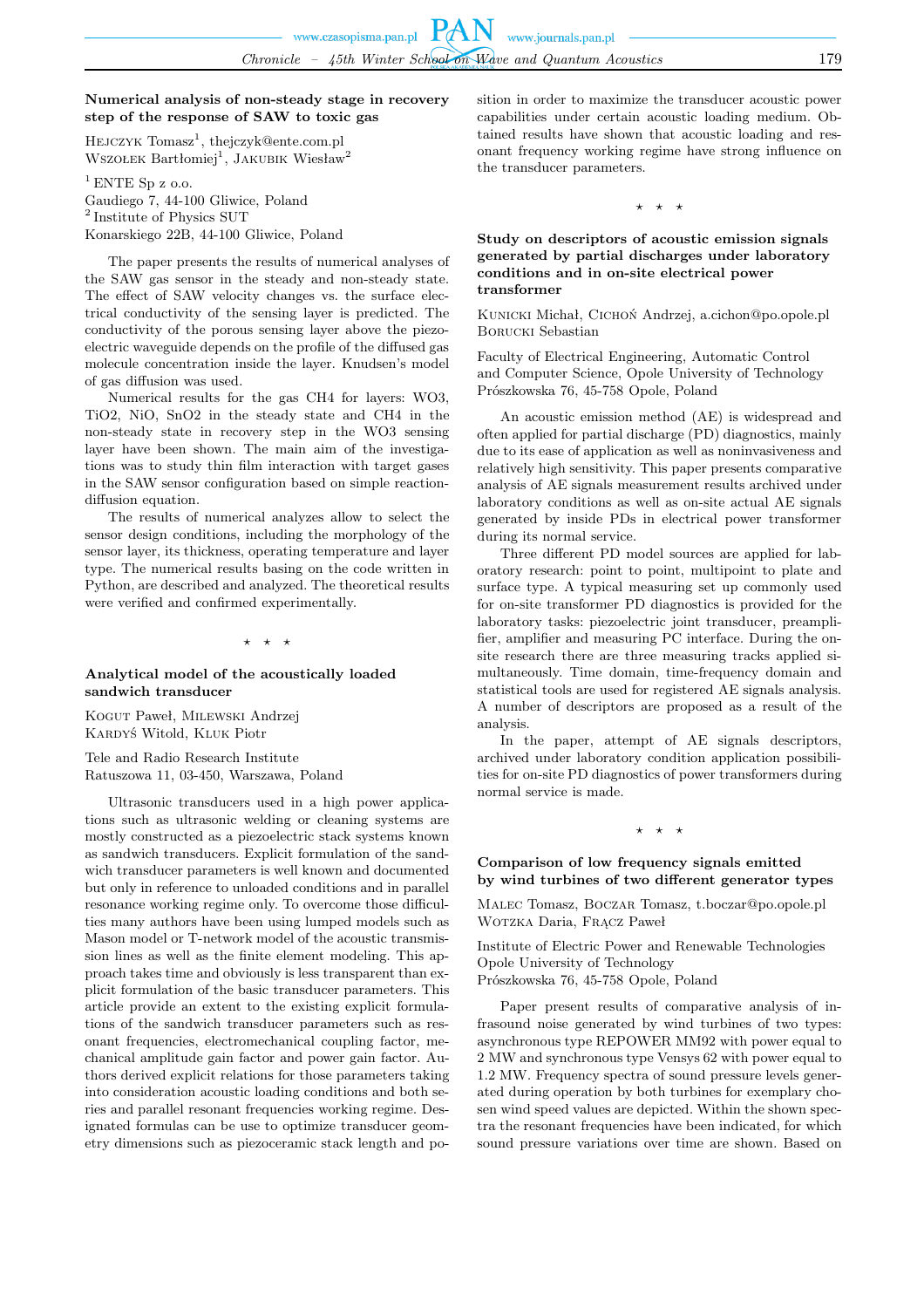### Numerical analysis of non-steady stage in recovery step of the response of SAW to toxic gas

Hejczyk Tomasz[1], thejczyk@ente.com.pl
Wszołek Bartłomiej[1], Jakubik Wiesław[2]

[1] ENTE Sp z o.o.
Gaudiego 7, 44-100 Gliwice, Poland
[2] Institute of Physics SUT
Konarskiego 22B, 44-100 Gliwice, Poland

The paper presents the results of numerical analyses of the SAW gas sensor in the steady and non-steady state. The effect of SAW velocity changes vs. the surface electrical conductivity of the sensing layer is predicted. The conductivity of the porous sensing layer above the piezoelectric waveguide depends on the profile of the diffused gas molecule concentration inside the layer. Knudsen's model of gas diffusion was used.

Numerical results for the gas CH4 for layers: WO3, TiO2, NiO, SnO2 in the steady state and CH4 in the non-steady state in recovery step in the WO3 sensing layer have been shown. The main aim of the investigations was to study thin film interaction with target gases in the SAW sensor configuration based on simple reaction-diffusion equation.

The results of numerical analyzes allow to select the sensor design conditions, including the morphology of the sensor layer, its thickness, operating temperature and layer type. The numerical results basing on the code written in Python, are described and analyzed. The theoretical results were verified and confirmed experimentally.

⋆ ⋆ ⋆

### Analytical model of the acoustically loaded sandwich transducer

Kogut Paweł, Milewski Andrzej
Kardyś Witold, Kluk Piotr

Tele and Radio Research Institute
Ratuszowa 11, 03-450, Warszawa, Poland

Ultrasonic transducers used in a high power applications such as ultrasonic welding or cleaning systems are mostly constructed as a piezoelectric stack systems known as sandwich transducers. Explicit formulation of the sandwich transducer parameters is well known and documented but only in reference to unloaded conditions and in parallel resonance working regime only. To overcome those difficulties many authors have been using lumped models such as Mason model or T-network model of the acoustic transmission lines as well as the finite element modeling. This approach takes time and obviously is less transparent than explicit formulation of the basic transducer parameters. This article provide an extent to the existing explicit formulations of the sandwich transducer parameters such as resonant frequencies, electromechanical coupling factor, mechanical amplitude gain factor and power gain factor. Authors derived explicit relations for those parameters taking into consideration acoustic loading conditions and both series and parallel resonant frequencies working regime. Designated formulas can be use to optimize transducer geometry dimensions such as piezoceramic stack length and position in order to maximize the transducer acoustic power capabilities under certain acoustic loading medium. Obtained results have shown that acoustic loading and resonant frequency working regime have strong influence on the transducer parameters.

⋆ ⋆ ⋆

### Study on descriptors of acoustic emission signals generated by partial discharges under laboratory conditions and in on-site electrical power transformer

Kunicki Michał, Cichoń Andrzej, a.cichon@po.opole.pl
Borucki Sebastian

Faculty of Electrical Engineering, Automatic Control and Computer Science, Opole University of Technology
Prószkowska 76, 45-758 Opole, Poland

An acoustic emission method (AE) is widespread and often applied for partial discharge (PD) diagnostics, mainly due to its ease of application as well as noninvasiveness and relatively high sensitivity. This paper presents comparative analysis of AE signals measurement results archived under laboratory conditions as well as on-site actual AE signals generated by inside PDs in electrical power transformer during its normal service.

Three different PD model sources are applied for laboratory research: point to point, multipoint to plate and surface type. A typical measuring set up commonly used for on-site transformer PD diagnostics is provided for the laboratory tasks: piezoelectric joint transducer, preamplifier, amplifier and measuring PC interface. During the on-site research there are three measuring tracks applied simultaneously. Time domain, time-frequency domain and statistical tools are used for registered AE signals analysis. A number of descriptors are proposed as a result of the analysis.

In the paper, attempt of AE signals descriptors, archived under laboratory condition application possibilities for on-site PD diagnostics of power transformers during normal service is made.

⋆ ⋆ ⋆

### Comparison of low frequency signals emitted by wind turbines of two different generator types

Malec Tomasz, Boczar Tomasz, t.boczar@po.opole.pl
Wotzka Daria, Frącz Paweł

Institute of Electric Power and Renewable Technologies
Opole University of Technology
Prószkowska 76, 45-758 Opole, Poland

Paper present results of comparative analysis of infrasound noise generated by wind turbines of two types: asynchronous type REPOWER MM92 with power equal to 2 MW and synchronous type Vensys 62 with power equal to 1.2 MW. Frequency spectra of sound pressure levels generated during operation by both turbines for exemplary chosen wind speed values are depicted. Within the shown spectra the resonant frequencies have been indicated, for which sound pressure variations over time are shown. Based on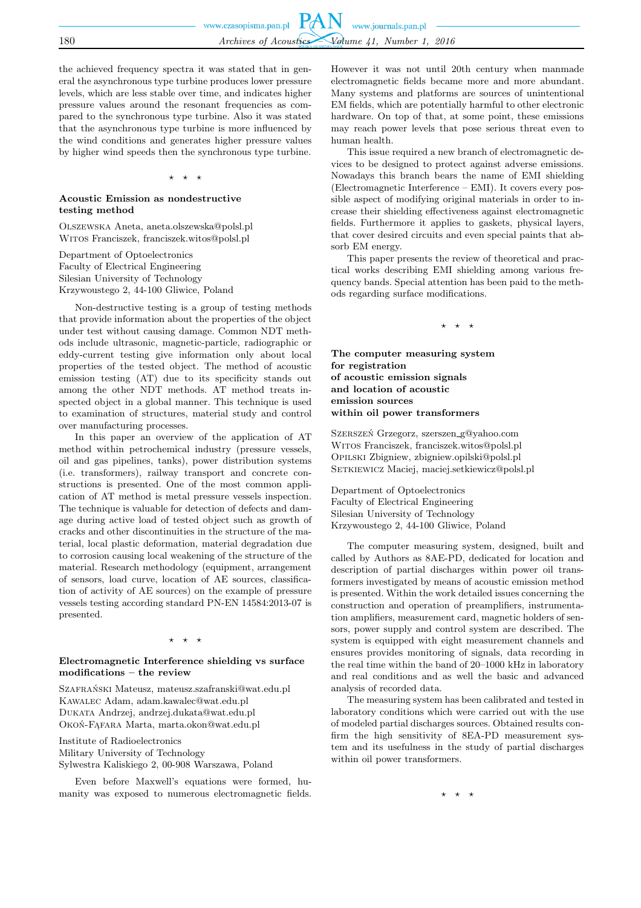the achieved frequency spectra it was stated that in general the asynchronous type turbine produces lower pressure levels, which are less stable over time, and indicates higher pressure values around the resonant frequencies as compared to the synchronous type turbine. Also it was stated that the asynchronous type turbine is more influenced by the wind conditions and generates higher pressure values by higher wind speeds then the synchronous type turbine.

⋆ ⋆ ⋆

### Acoustic Emission as nondestructive testing method

Olszewska Aneta, aneta.olszewska@polsl.pl
Witos Franciszek, franciszek.witos@polsl.pl

Department of Optoelectronics
Faculty of Electrical Engineering
Silesian University of Technology
Krzywoustego 2, 44-100 Gliwice, Poland

Non-destructive testing is a group of testing methods that provide information about the properties of the object under test without causing damage. Common NDT methods include ultrasonic, magnetic-particle, radiographic or eddy-current testing give information only about local properties of the tested object. The method of acoustic emission testing (AT) due to its specificity stands out among the other NDT methods. AT method treats inspected object in a global manner. This technique is used to examination of structures, material study and control over manufacturing processes.

In this paper an overview of the application of AT method within petrochemical industry (pressure vessels, oil and gas pipelines, tanks), power distribution systems (i.e. transformers), railway transport and concrete constructions is presented. One of the most common application of AT method is metal pressure vessels inspection. The technique is valuable for detection of defects and damage during active load of tested object such as growth of cracks and other discontinuities in the structure of the material, local plastic deformation, material degradation due to corrosion causing local weakening of the structure of the material. Research methodology (equipment, arrangement of sensors, load curve, location of AE sources, classification of activity of AE sources) on the example of pressure vessels testing according standard PN-EN 14584:2013-07 is presented.

⋆ ⋆ ⋆

### Electromagnetic Interference shielding vs surface modifications – the review

Szafrański Mateusz, mateusz.szafranski@wat.edu.pl
Kawalec Adam, adam.kawalec@wat.edu.pl
Dukata Andrzej, andrzej.dukata@wat.edu.pl
Okoń-Fąfara Marta, marta.okon@wat.edu.pl

Institute of Radioelectronics
Military University of Technology
Sylwestra Kaliskiego 2, 00-908 Warszawa, Poland

Even before Maxwell's equations were formed, humanity was exposed to numerous electromagnetic fields. However it was not until 20th century when manmade electromagnetic fields became more and more abundant. Many systems and platforms are sources of unintentional EM fields, which are potentially harmful to other electronic hardware. On top of that, at some point, these emissions may reach power levels that pose serious threat even to human health.

This issue required a new branch of electromagnetic devices to be designed to protect against adverse emissions. Nowadays this branch bears the name of EMI shielding (Electromagnetic Interference – EMI). It covers every possible aspect of modifying original materials in order to increase their shielding effectiveness against electromagnetic fields. Furthermore it applies to gaskets, physical layers, that cover desired circuits and even special paints that absorb EM energy.

This paper presents the review of theoretical and practical works describing EMI shielding among various frequency bands. Special attention has been paid to the methods regarding surface modifications.

⋆ ⋆ ⋆

### The computer measuring system for registration of acoustic emission signals and location of acoustic emission sources within oil power transformers

Szerszeń Grzegorz, szerszen_g@yahoo.com
Witos Franciszek, franciszek.witos@polsl.pl
Opilski Zbigniew, zbigniew.opilski@polsl.pl
Setkiewicz Maciej, maciej.setkiewicz@polsl.pl

Department of Optoelectronics
Faculty of Electrical Engineering
Silesian University of Technology
Krzywoustego 2, 44-100 Gliwice, Poland

The computer measuring system, designed, built and called by Authors as 8AE-PD, dedicated for location and description of partial discharges within power oil transformers investigated by means of acoustic emission method is presented. Within the work detailed issues concerning the construction and operation of preamplifiers, instrumentation amplifiers, measurement card, magnetic holders of sensors, power supply and control system are described. The system is equipped with eight measurement channels and ensures provides monitoring of signals, data recording in the real time within the band of 20–1000 kHz in laboratory and real conditions and as well the basic and advanced analysis of recorded data.

The measuring system has been calibrated and tested in laboratory conditions which were carried out with the use of modeled partial discharges sources. Obtained results confirm the high sensitivity of 8EA-PD measurement system and its usefulness in the study of partial discharges within oil power transformers.

⋆ ⋆ ⋆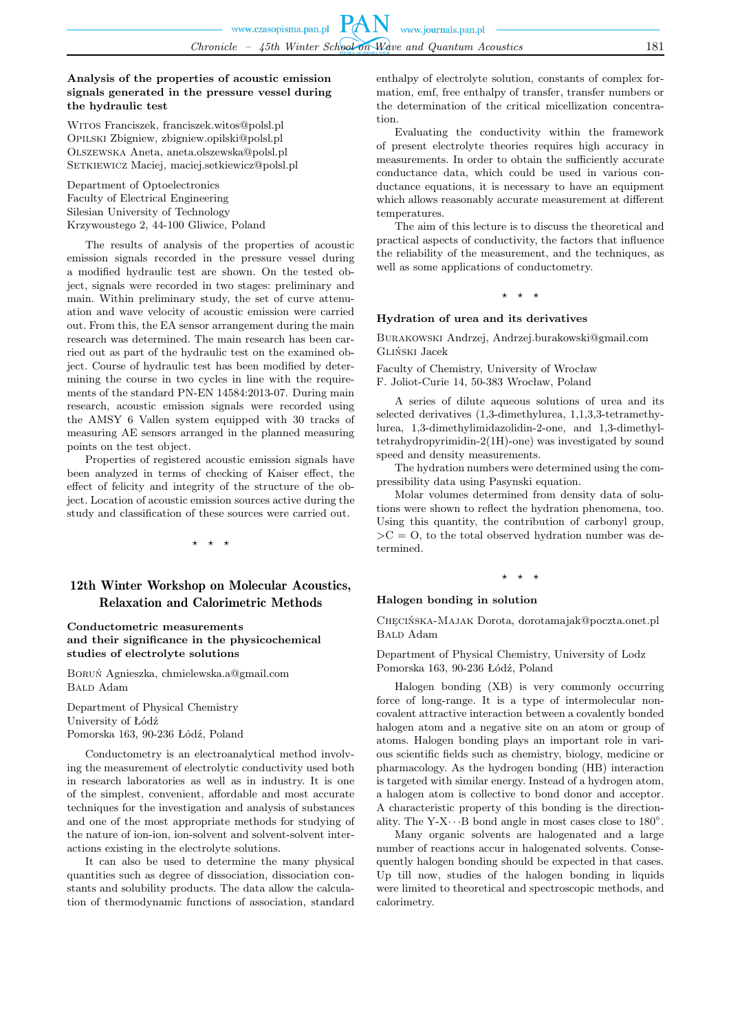### Analysis of the properties of acoustic emission signals generated in the pressure vessel during the hydraulic test

Witos Franciszek, franciszek.witos@polsl.pl
Opilski Zbigniew, zbigniew.opilski@polsl.pl
Olszewska Aneta, aneta.olszewska@polsl.pl
Setkiewicz Maciej, maciej.setkiewicz@polsl.pl

Department of Optoelectronics
Faculty of Electrical Engineering
Silesian University of Technology
Krzywoustego 2, 44-100 Gliwice, Poland

The results of analysis of the properties of acoustic emission signals recorded in the pressure vessel during a modified hydraulic test are shown. On the tested object, signals were recorded in two stages: preliminary and main. Within preliminary study, the set of curve attenuation and wave velocity of acoustic emission were carried out. From this, the EA sensor arrangement during the main research was determined. The main research has been carried out as part of the hydraulic test on the examined object. Course of hydraulic test has been modified by determining the course in two cycles in line with the requirements of the standard PN-EN 14584:2013-07. During main research, acoustic emission signals were recorded using the AMSY 6 Vallen system equipped with 30 tracks of measuring AE sensors arranged in the planned measuring points on the test object.

Properties of registered acoustic emission signals have been analyzed in terms of checking of Kaiser effect, the effect of felicity and integrity of the structure of the object. Location of acoustic emission sources active during the study and classification of these sources were carried out.

⋆ ⋆ ⋆

## 12th Winter Workshop on Molecular Acoustics, Relaxation and Calorimetric Methods

### Conductometric measurements and their significance in the physicochemical studies of electrolyte solutions

Boruń Agnieszka, chmielewska.a@gmail.com
Bald Adam

Department of Physical Chemistry
University of Łódź
Pomorska 163, 90-236 Łódź, Poland

Conductometry is an electroanalytical method involving the measurement of electrolytic conductivity used both in research laboratories as well as in industry. It is one of the simplest, convenient, affordable and most accurate techniques for the investigation and analysis of substances and one of the most appropriate methods for studying of the nature of ion-ion, ion-solvent and solvent-solvent interactions existing in the electrolyte solutions.

It can also be used to determine the many physical quantities such as degree of dissociation, dissociation constants and solubility products. The data allow the calculation of thermodynamic functions of association, standard enthalpy of electrolyte solution, constants of complex formation, emf, free enthalpy of transfer, transfer numbers or the determination of the critical micellization concentration.

Evaluating the conductivity within the framework of present electrolyte theories requires high accuracy in measurements. In order to obtain the sufficiently accurate conductance data, which could be used in various conductance equations, it is necessary to have an equipment which allows reasonably accurate measurement at different temperatures.

The aim of this lecture is to discuss the theoretical and practical aspects of conductivity, the factors that influence the reliability of the measurement, and the techniques, as well as some applications of conductometry.

⋆ ⋆ ⋆

### Hydration of urea and its derivatives

Burakowski Andrzej, Andrzej.burakowski@gmail.com
Gliński Jacek

Faculty of Chemistry, University of Wrocław
F. Joliot-Curie 14, 50-383 Wrocław, Poland

A series of dilute aqueous solutions of urea and its selected derivatives (1,3-dimethylurea, 1,1,3,3-tetramethylurea, 1,3-dimethylimidazolidin-2-one, and 1,3-dimethyltetrahydropyrimidin-2(1H)-one) was investigated by sound speed and density measurements.

The hydration numbers were determined using the compressibility data using Pasynski equation.

Molar volumes determined from density data of solutions were shown to reflect the hydration phenomena, too. Using this quantity, the contribution of carbonyl group, $>C=O$, to the total observed hydration number was determined.

⋆ ⋆ ⋆

### Halogen bonding in solution

Chęcińska-Majak Dorota, dorotamajak@poczta.onet.pl
Bald Adam

Department of Physical Chemistry, University of Lodz
Pomorska 163, 90-236 Łódź, Poland

Halogen bonding (XB) is very commonly occurring force of long-range. It is a type of intermolecular noncovalent attractive interaction between a covalently bonded halogen atom and a negative site on an atom or group of atoms. Halogen bonding plays an important role in various scientific fields such as chemistry, biology, medicine or pharmacology. As the hydrogen bonding (HB) interaction is targeted with similar energy. Instead of a hydrogen atom, a halogen atom is collective to bond donor and acceptor. A characteristic property of this bonding is the directionality. The Y-X$\cdots$B bond angle in most cases close to 180°.

Many organic solvents are halogenated and a large number of reactions accur in halogenated solvents. Consequently halogen bonding should be expected in that cases. Up till now, studies of the halogen bonding in liquids were limited to theoretical and spectroscopic methods, and calorimetry.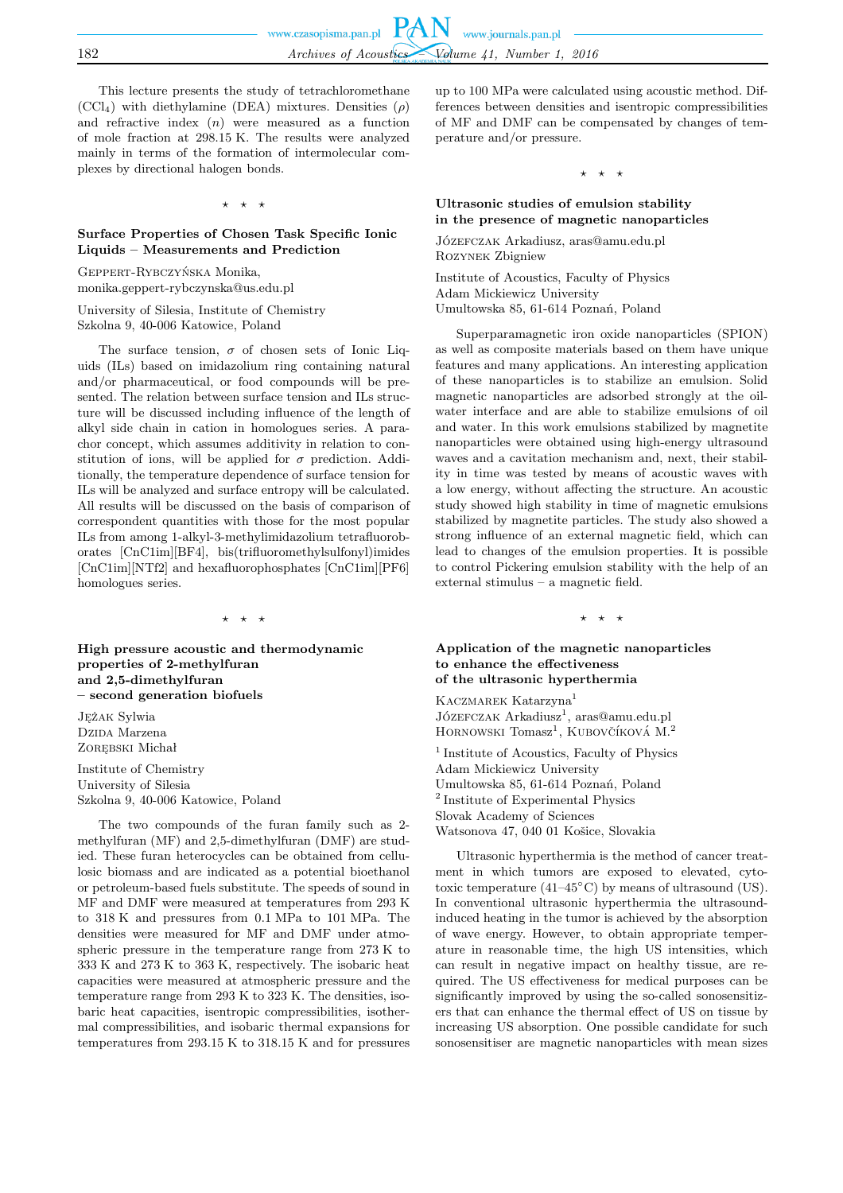This lecture presents the study of tetrachloromethane ($CCl_4$) with diethylamine (DEA) mixtures. Densities ($\rho$) and refractive index ($n$) were measured as a function of mole fraction at 298.15 K. The results were analyzed mainly in terms of the formation of intermolecular complexes by directional halogen bonds.

⋆ ⋆ ⋆

### Surface Properties of Chosen Task Specific Ionic Liquids – Measurements and Prediction

Geppert-Rybczyńska Monika, monika.geppert-rybczynska@us.edu.pl

University of Silesia, Institute of Chemistry
Szkolna 9, 40-006 Katowice, Poland

The surface tension, $\sigma$ of chosen sets of Ionic Liquids (ILs) based on imidazolium ring containing natural and/or pharmaceutical, or food compounds will be presented. The relation between surface tension and ILs structure will be discussed including influence of the length of alkyl side chain in cation in homologues series. A parachor concept, which assumes additivity in relation to constitution of ions, will be applied for $\sigma$ prediction. Additionally, the temperature dependence of surface tension for ILs will be analyzed and surface entropy will be calculated. All results will be discussed on the basis of comparison of correspondent quantities with those for the most popular ILs from among 1-alkyl-3-methylimidazolium tetrafluoroborates [CnC1im][BF4], bis(trifluoromethylsulfonyl)imides [CnC1im][NTf2] and hexafluorophosphates [CnC1im][PF6] homologues series.

⋆ ⋆ ⋆

### High pressure acoustic and thermodynamic properties of 2-methylfuran and 2,5-dimethylfuran – second generation biofuels

Jężak Sylwia
Dzida Marzena
Zorębski Michał

Institute of Chemistry
University of Silesia
Szkolna 9, 40-006 Katowice, Poland

The two compounds of the furan family such as 2-methylfuran (MF) and 2,5-dimethylfuran (DMF) are studied. These furan heterocycles can be obtained from cellulosic biomass and are indicated as a potential bioethanol or petroleum-based fuels substitute. The speeds of sound in MF and DMF were measured at temperatures from 293 K to 318 K and pressures from 0.1 MPa to 101 MPa. The densities were measured for MF and DMF under atmospheric pressure in the temperature range from 273 K to 333 K and 273 K to 363 K, respectively. The isobaric heat capacities were measured at atmospheric pressure and the temperature range from 293 K to 323 K. The densities, isobaric heat capacities, isentropic compressibilities, isothermal compressibilities, and isobaric thermal expansions for temperatures from 293.15 K to 318.15 K and for pressures up to 100 MPa were calculated using acoustic method. Differences between densities and isentropic compressibilities of MF and DMF can be compensated by changes of temperature and/or pressure.

⋆ ⋆ ⋆

### Ultrasonic studies of emulsion stability in the presence of magnetic nanoparticles

Józefczak Arkadiusz, aras@amu.edu.pl
Rozynek Zbigniew

Institute of Acoustics, Faculty of Physics
Adam Mickiewicz University
Umultowska 85, 61-614 Poznań, Poland

Superparamagnetic iron oxide nanoparticles (SPION) as well as composite materials based on them have unique features and many applications. An interesting application of these nanoparticles is to stabilize an emulsion. Solid magnetic nanoparticles are adsorbed strongly at the oil-water interface and are able to stabilize emulsions of oil and water. In this work emulsions stabilized by magnetite nanoparticles were obtained using high-energy ultrasound waves and a cavitation mechanism and, next, their stability in time was tested by means of acoustic waves with a low energy, without affecting the structure. An acoustic study showed high stability in time of magnetic emulsions stabilized by magnetite particles. The study also showed a strong influence of an external magnetic field, which can lead to changes of the emulsion properties. It is possible to control Pickering emulsion stability with the help of an external stimulus – a magnetic field.

⋆ ⋆ ⋆

### Application of the magnetic nanoparticles to enhance the effectiveness of the ultrasonic hyperthermia

Kaczmarek Katarzyna[1]
Józefczak Arkadiusz[1], aras@amu.edu.pl
Hornowski Tomasz[1], Kubovčíková M.[2]

[1] Institute of Acoustics, Faculty of Physics
Adam Mickiewicz University
Umultowska 85, 61-614 Poznań, Poland
[2] Institute of Experimental Physics
Slovak Academy of Sciences
Watsonova 47, 040 01 Košice, Slovakia

Ultrasonic hyperthermia is the method of cancer treatment in which tumors are exposed to elevated, cytotoxic temperature (41–45°C) by means of ultrasound (US). In conventional ultrasonic hyperthermia the ultrasound-induced heating in the tumor is achieved by the absorption of wave energy. However, to obtain appropriate temperature in reasonable time, the high US intensities, which can result in negative impact on healthy tissue, are required. The US effectiveness for medical purposes can be significantly improved by using the so-called sonosensitizers that can enhance the thermal effect of US on tissue by increasing US absorption. One possible candidate for such sonosensitiser are magnetic nanoparticles with mean sizes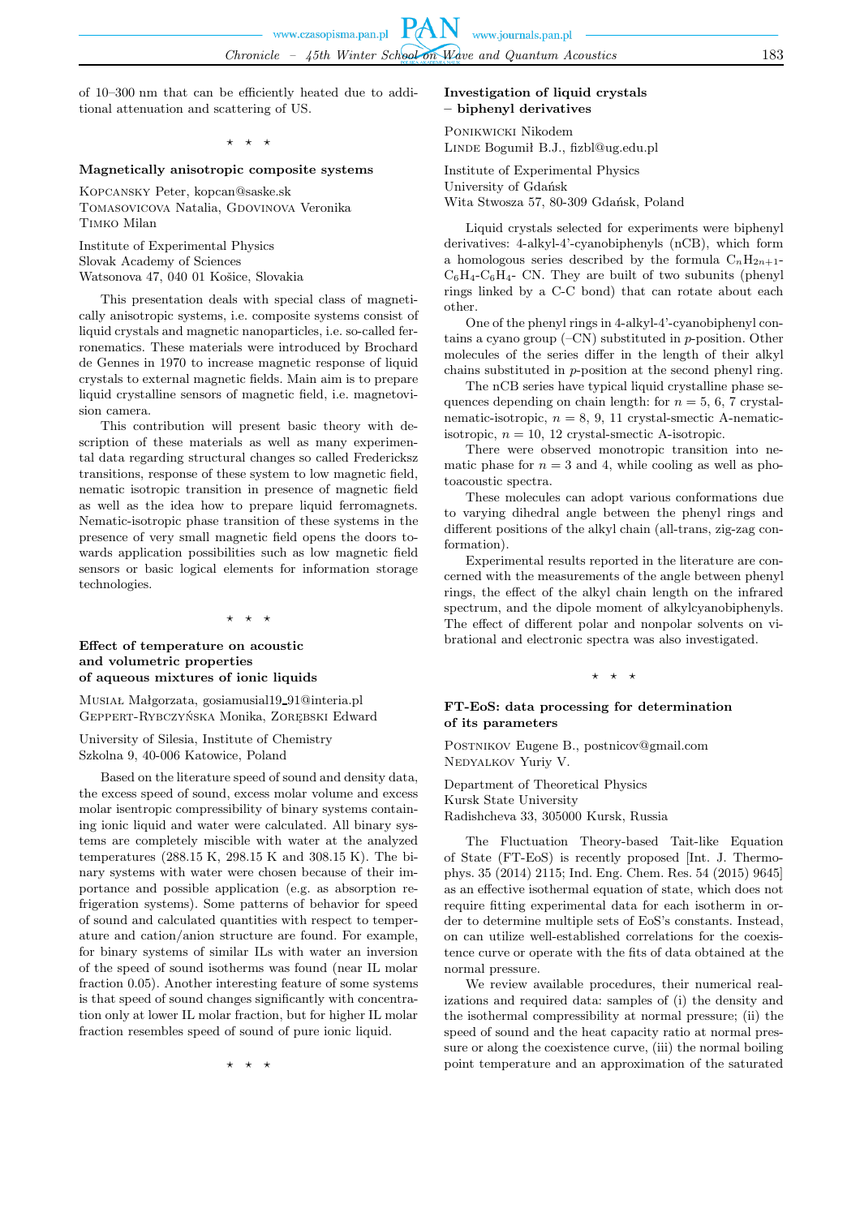of 10–300 nm that can be efficiently heated due to additional attenuation and scattering of US.

⋆ ⋆ ⋆

### Magnetically anisotropic composite systems

Kopcansky Peter, kopcan@saske.sk
Tomasovicova Natalia, Gdovinova Veronika
Timko Milan

Institute of Experimental Physics
Slovak Academy of Sciences
Watsonova 47, 040 01 Košice, Slovakia

This presentation deals with special class of magnetically anisotropic systems, i.e. composite systems consist of liquid crystals and magnetic nanoparticles, i.e. so-called ferronematics. These materials were introduced by Brochard de Gennes in 1970 to increase magnetic response of liquid crystals to external magnetic fields. Main aim is to prepare liquid crystalline sensors of magnetic field, i.e. magnetovision camera.

This contribution will present basic theory with description of these materials as well as many experimental data regarding structural changes so called Fredericksz transitions, response of these system to low magnetic field, nematic isotropic transition in presence of magnetic field as well as the idea how to prepare liquid ferromagnets. Nematic-isotropic phase transition of these systems in the presence of very small magnetic field opens the doors towards application possibilities such as low magnetic field sensors or basic logical elements for information storage technologies.

⋆ ⋆ ⋆

### Effect of temperature on acoustic and volumetric properties of aqueous mixtures of ionic liquids

Musiał Małgorzata, gosiamusial19_91@interia.pl
Geppert-Rybczyńska Monika, Zorębski Edward

University of Silesia, Institute of Chemistry
Szkolna 9, 40-006 Katowice, Poland

Based on the literature speed of sound and density data, the excess speed of sound, excess molar volume and excess molar isentropic compressibility of binary systems containing ionic liquid and water were calculated. All binary systems are completely miscible with water at the analyzed temperatures (288.15 K, 298.15 K and 308.15 K). The binary systems with water were chosen because of their importance and possible application (e.g. as absorption refrigeration systems). Some patterns of behavior for speed of sound and calculated quantities with respect to temperature and cation/anion structure are found. For example, for binary systems of similar ILs with water an inversion of the speed of sound isotherms was found (near IL molar fraction 0.05). Another interesting feature of some systems is that speed of sound changes significantly with concentration only at lower IL molar fraction, but for higher IL molar fraction resembles speed of sound of pure ionic liquid.

⋆ ⋆ ⋆

### Investigation of liquid crystals – biphenyl derivatives

Ponikwicki Nikodem
Linde Bogumił B.J., fizbl@ug.edu.pl

Institute of Experimental Physics
University of Gdańsk
Wita Stwosza 57, 80-309 Gdańsk, Poland

Liquid crystals selected for experiments were biphenyl derivatives: 4-alkyl-4'-cyanobiphenyls (nCB), which form a homologous series described by the formula $C_nH_{2n+1}$-$C_6H_4$-$C_6H_4$- CN. They are built of two subunits (phenyl rings linked by a C-C bond) that can rotate about each other.

One of the phenyl rings in 4-alkyl-4'-cyanobiphenyl contains a cyano group (–CN) substituted in *p*-position. Other molecules of the series differ in the length of their alkyl chains substituted in *p*-position at the second phenyl ring.

The nCB series have typical liquid crystalline phase sequences depending on chain length: for $n = 5$, 6, 7 crystal-nematic-isotropic, $n = 8$, 9, 11 crystal-smectic A-nematic-isotropic, $n = 10$, 12 crystal-smectic A-isotropic.

There were observed monotropic transition into nematic phase for $n = 3$ and 4, while cooling as well as photoacoustic spectra.

These molecules can adopt various conformations due to varying dihedral angle between the phenyl rings and different positions of the alkyl chain (all-trans, zig-zag conformation).

Experimental results reported in the literature are concerned with the measurements of the angle between phenyl rings, the effect of the alkyl chain length on the infrared spectrum, and the dipole moment of alkylcyanobiphenyls. The effect of different polar and nonpolar solvents on vibrational and electronic spectra was also investigated.

⋆ ⋆ ⋆

### FT-EoS: data processing for determination of its parameters

Postnikov Eugene B., postnicov@gmail.com
Nedyalkov Yuriy V.

Department of Theoretical Physics
Kursk State University
Radishcheva 33, 305000 Kursk, Russia

The Fluctuation Theory-based Tait-like Equation of State (FT-EoS) is recently proposed [Int. J. Thermophys. 35 (2014) 2115; Ind. Eng. Chem. Res. 54 (2015) 9645] as an effective isothermal equation of state, which does not require fitting experimental data for each isotherm in order to determine multiple sets of EoS's constants. Instead, on can utilize well-established correlations for the coexistence curve or operate with the fits of data obtained at the normal pressure.

We review available procedures, their numerical realizations and required data: samples of (i) the density and the isothermal compressibility at normal pressure; (ii) the speed of sound and the heat capacity ratio at normal pressure or along the coexistence curve, (iii) the normal boiling point temperature and an approximation of the saturated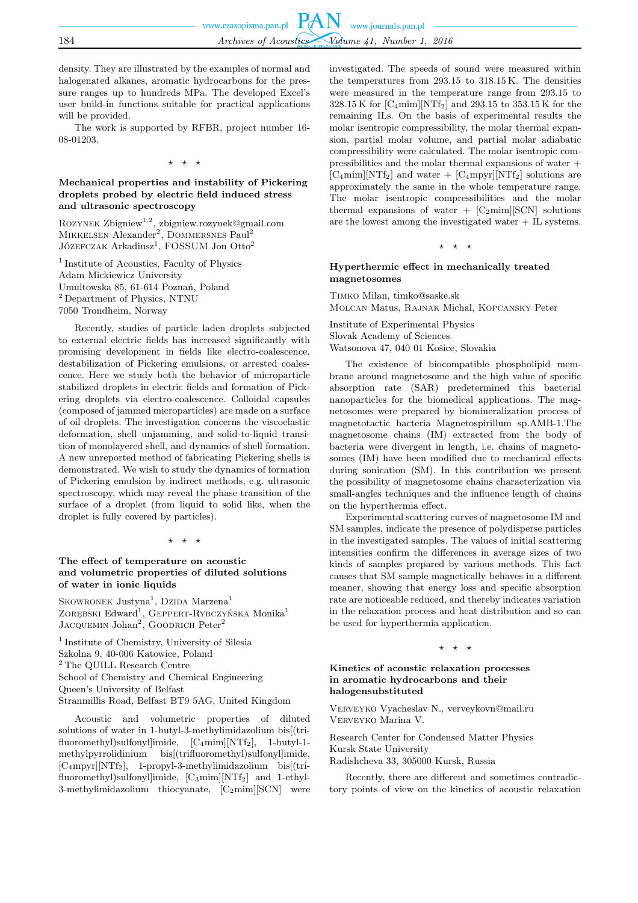density. They are illustrated by the examples of normal and halogenated alkanes, aromatic hydrocarbons for the pressure ranges up to hundreds MPa. The developed Excel's user build-in functions suitable for practical applications will be provided.

The work is supported by RFBR, project number 16-08-01203.

⋆ ⋆ ⋆

### Mechanical properties and instability of Pickering droplets probed by electric field induced stress and ultrasonic spectroscopy

Rozynek Zbigniew[1,2], zbigniew.rozynek@gmail.com
Mikkelsen Alexander[2], Dommersnes Paul[2]
Józefczak Arkadiusz[1], FOSSUM Jon Otto[2]

[1] Institute of Acoustics, Faculty of Physics
Adam Mickiewicz University
Umultowska 85, 61-614 Poznań, Poland
[2] Department of Physics, NTNU
7050 Trondheim, Norway

Recently, studies of particle laden droplets subjected to external electric fields has increased significantly with promising development in fields like electro-coalescence, destabilization of Pickering emulsions, or arrested coalescence. Here we study both the behavior of microparticle stabilized droplets in electric fields and formation of Pickering droplets via electro-coalescence. Colloidal capsules (composed of jammed microparticles) are made on a surface of oil droplets. The investigation concerns the viscoelastic deformation, shell unjamming, and solid-to-liquid transition of monolayered shell, and dynamics of shell formation. A new unreported method of fabricating Pickering shells is demonstrated. We wish to study the dynamics of formation of Pickering emulsion by indirect methods, e.g. ultrasonic spectroscopy, which may reveal the phase transition of the surface of a droplet (from liquid to solid like, when the droplet is fully covered by particles).

⋆ ⋆ ⋆

### The effect of temperature on acoustic and volumetric properties of diluted solutions of water in ionic liquids

Skowronek Justyna[1], Dzida Marzena[1]
Zorębski Edward[1], Geppert-Rybczyńska Monika[1]
Jacquemin Johan[2], Goodrich Peter[2]

[1] Institute of Chemistry, University of Silesia
Szkolna 9, 40-006 Katowice, Poland
[2] The QUILL Research Centre
School of Chemistry and Chemical Engineering
Queen's University of Belfast
Stranmillis Road, Belfast BT9 5AG, United Kingdom

Acoustic and volumetric properties of diluted solutions of water in 1-butyl-3-methylimidazolium bis[(trifluoromethyl)sulfonyl]imide, $[C_4mim][NTf_2]$, 1-butyl-1-methylpyrrolidinium bis[(trifluoromethyl)sulfonyl]imide, $[C_4mpyr][NTf_2]$, 1-propyl-3-methylimidazolium bis[(trifluoromethyl)sulfonyl]imide, $[C_3mim][NTf_2]$ and 1-ethyl-3-methylimidazolium thiocyanate, $[C_2mim][SCN]$ were investigated. The speeds of sound were measured within the temperatures from 293.15 to 318.15 K. The densities were measured in the temperature range from 293.15 to 328.15 K for $[C_4mim][NTf_2]$ and 293.15 to 353.15 K for the remaining ILs. On the basis of experimental results the molar isentropic compressibility, the molar thermal expansion, partial molar volume, and partial molar adiabatic compressibility were calculated. The molar isentropic compressibilities and the molar thermal expansions of water + $[C_4mim][NTf_2]$ and water + $[C_4mpyr][NTf_2]$ solutions are approximately the same in the whole temperature range. The molar isentropic compressibilities and the molar thermal expansions of water + $[C_2mim][SCN]$ solutions are the lowest among the investigated water + IL systems.

⋆ ⋆ ⋆

### Hyperthermic effect in mechanically treated magnetosomes

Timko Milan, timko@saske.sk
Molcan Matus, Rajnak Michal, Kopcansky Peter

Institute of Experimental Physics
Slovak Academy of Sciences
Watsonova 47, 040 01 Košice, Slovakia

The existence of biocompatible phospholipid membrane around magnetosome and the high value of specific absorption rate (SAR) predetermined this bacterial nanoparticles for the biomedical applications. The magnetosomes were prepared by biomineralization process of magnetotactic bacteria Magnetospirillum sp.AMB-1.The magnetosome chains (IM) extracted from the body of bacteria were divergent in length, i.e. chains of magnetosomes (IM) have been modified due to mechanical effects during sonication (SM). In this contribution we present the possibility of magnetosome chains characterization via small-angles techniques and the influence length of chains on the hyperthermia effect.

Experimental scattering curves of magnetosome IM and SM samples, indicate the presence of polydisperse particles in the investigated samples. The values of initial scattering intensities confirm the differences in average sizes of two kinds of samples prepared by various methods. This fact causes that SM sample magnetically behaves in a different meaner, showing that energy loss and specific absorption rate are noticeable reduced, and thereby indicates variation in the relaxation process and heat distribution and so can be used for hyperthermia application.

⋆ ⋆ ⋆

### Kinetics of acoustic relaxation processes in aromatic hydrocarbons and their halogensubstituted

Verveyko Vyacheslav N., verveykovn@mail.ru
Verveyko Marina V.

Research Center for Condensed Matter Physics
Kursk State University
Radishcheva 33, 305000 Kursk, Russia

Recently, there are different and sometimes contradictory points of view on the kinetics of acoustic relaxation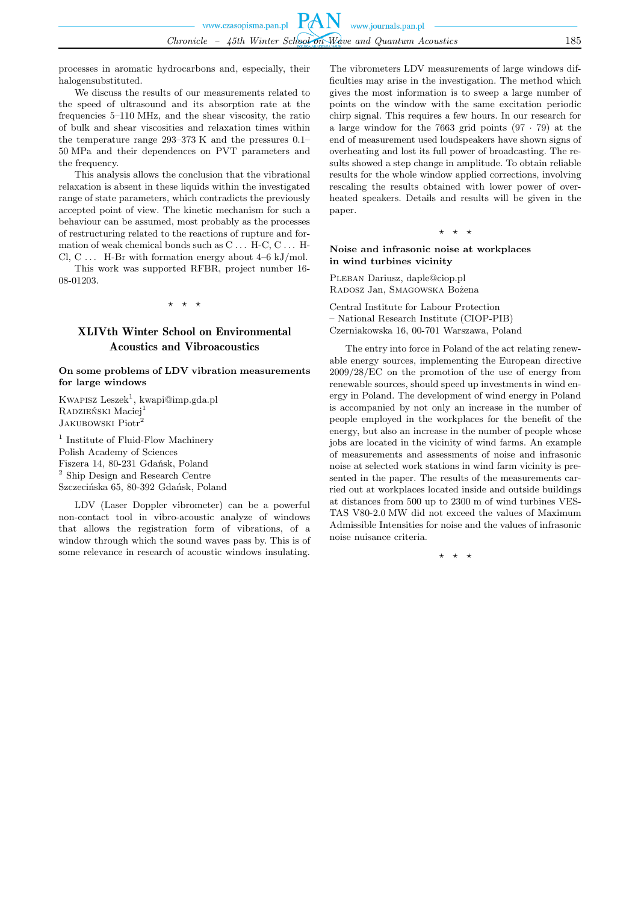processes in aromatic hydrocarbons and, especially, their halogensubstituted.

We discuss the results of our measurements related to the speed of ultrasound and its absorption rate at the frequencies 5–110 MHz, and the shear viscosity, the ratio of bulk and shear viscosities and relaxation times within the temperature range 293–373 K and the pressures 0.1–50 MPa and their dependences on PVT parameters and the frequency.

This analysis allows the conclusion that the vibrational relaxation is absent in these liquids within the investigated range of state parameters, which contradicts the previously accepted point of view. The kinetic mechanism for such a behaviour can be assumed, most probably as the processes of restructuring related to the reactions of rupture and formation of weak chemical bonds such as C . . . H-C, C . . . H-Cl, C . . . H-Br with formation energy about 4–6 kJ/mol.

This work was supported RFBR, project number 16-08-01203.

⋆ ⋆ ⋆

## XLIVth Winter School on Environmental Acoustics and Vibroacoustics

### On some problems of LDV vibration measurements for large windows

Kwapisz Leszek[1], kwapi@imp.gda.pl
Radzieński Maciej[1]
Jakubowski Piotr[2]

[1] Institute of Fluid-Flow Machinery
Polish Academy of Sciences
Fiszera 14, 80-231 Gdańsk, Poland
[2] Ship Design and Research Centre
Szczecińska 65, 80-392 Gdańsk, Poland

LDV (Laser Doppler vibrometer) can be a powerful non-contact tool in vibro-acoustic analyze of windows that allows the registration form of vibrations, of a window through which the sound waves pass by. This is of some relevance in research of acoustic windows insulating. The vibrometers LDV measurements of large windows difficulties may arise in the investigation. The method which gives the most information is to sweep a large number of points on the window with the same excitation periodic chirp signal. This requires a few hours. In our research for a large window for the 7663 grid points (97 · 79) at the end of measurement used loudspeakers have shown signs of overheating and lost its full power of broadcasting. The results showed a step change in amplitude. To obtain reliable results for the whole window applied corrections, involving rescaling the results obtained with lower power of overheated speakers. Details and results will be given in the paper.

⋆ ⋆ ⋆

### Noise and infrasonic noise at workplaces in wind turbines vicinity

Pleban Dariusz, daple@ciop.pl
Radosz Jan, Smagowska Bożena

Central Institute for Labour Protection
– National Research Institute (CIOP-PIB)
Czerniakowska 16, 00-701 Warszawa, Poland

The entry into force in Poland of the act relating renewable energy sources, implementing the European directive 2009/28/EC on the promotion of the use of energy from renewable sources, should speed up investments in wind energy in Poland. The development of wind energy in Poland is accompanied by not only an increase in the number of people employed in the workplaces for the benefit of the energy, but also an increase in the number of people whose jobs are located in the vicinity of wind farms. An example of measurements and assessments of noise and infrasonic noise at selected work stations in wind farm vicinity is presented in the paper. The results of the measurements carried out at workplaces located inside and outside buildings at distances from 500 up to 2300 m of wind turbines VESTAS V80-2.0 MW did not exceed the values of Maximum Admissible Intensities for noise and the values of infrasonic noise nuisance criteria.

⋆ ⋆ ⋆